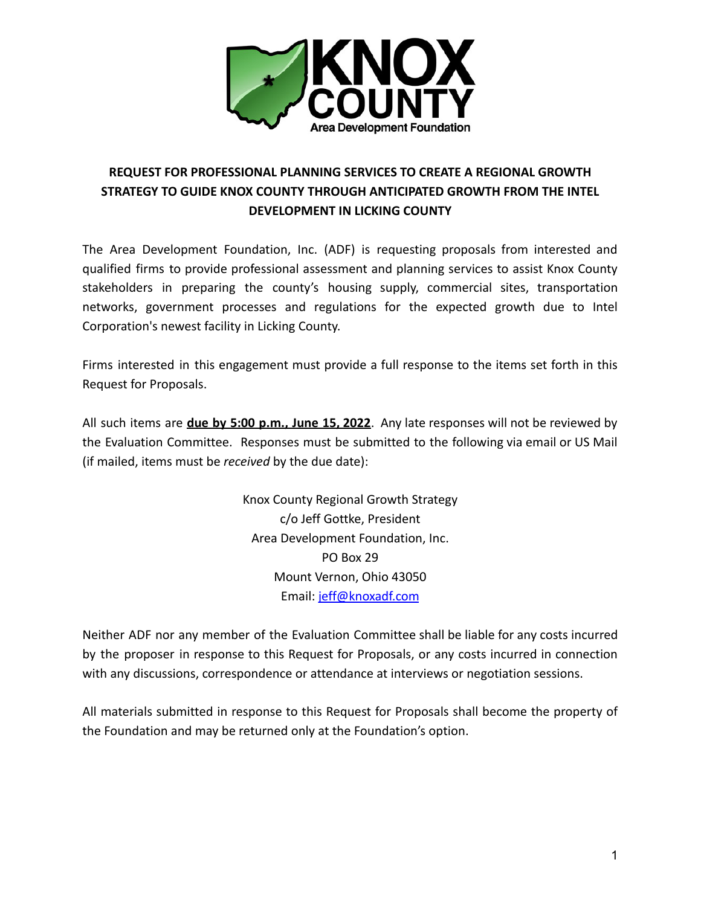# REQUEST FOR PROFESSIONAL PLANNING SERVICES TO CREATE A REGIONAL GROWTH STRATEGY TO GUIDE KNOX COUNTY THROUGH ANTICIPATED GROWTH FROM THE INTEL DEVELOPMENT IN LICKING COUNTY

The Area Development Foundation, Inc. (ADF) is requesting proposals from interested and qualified firms to provide professional assessment and planning services to assist Knox County stakeholders in preparing the county's housing supply, commercial sites, transportation networks, government processes and regulations for the expected growth due to Intel Corporation's newest facility in Licking County.

Firms interested in this engagement must provide a full response to the items set forth in this Request for Proposals.

All such items are **due by 5:00 p.m., June 15, 2022**. Any late responses will not be reviewed by the Evaluation Committee. Responses must be submitted to the following via email or US Mail (if mailed, items must be *received* by the due date):

Knox County Regional Growth Strategy
c/o Jeff Gottke, President
Area Development Foundation, Inc.
PO Box 29
Mount Vernon, Ohio 43050
Email: jeff@knoxadf.com

Neither ADF nor any member of the Evaluation Committee shall be liable for any costs incurred by the proposer in response to this Request for Proposals, or any costs incurred in connection with any discussions, correspondence or attendance at interviews or negotiation sessions.

All materials submitted in response to this Request for Proposals shall become the property of the Foundation and may be returned only at the Foundation's option.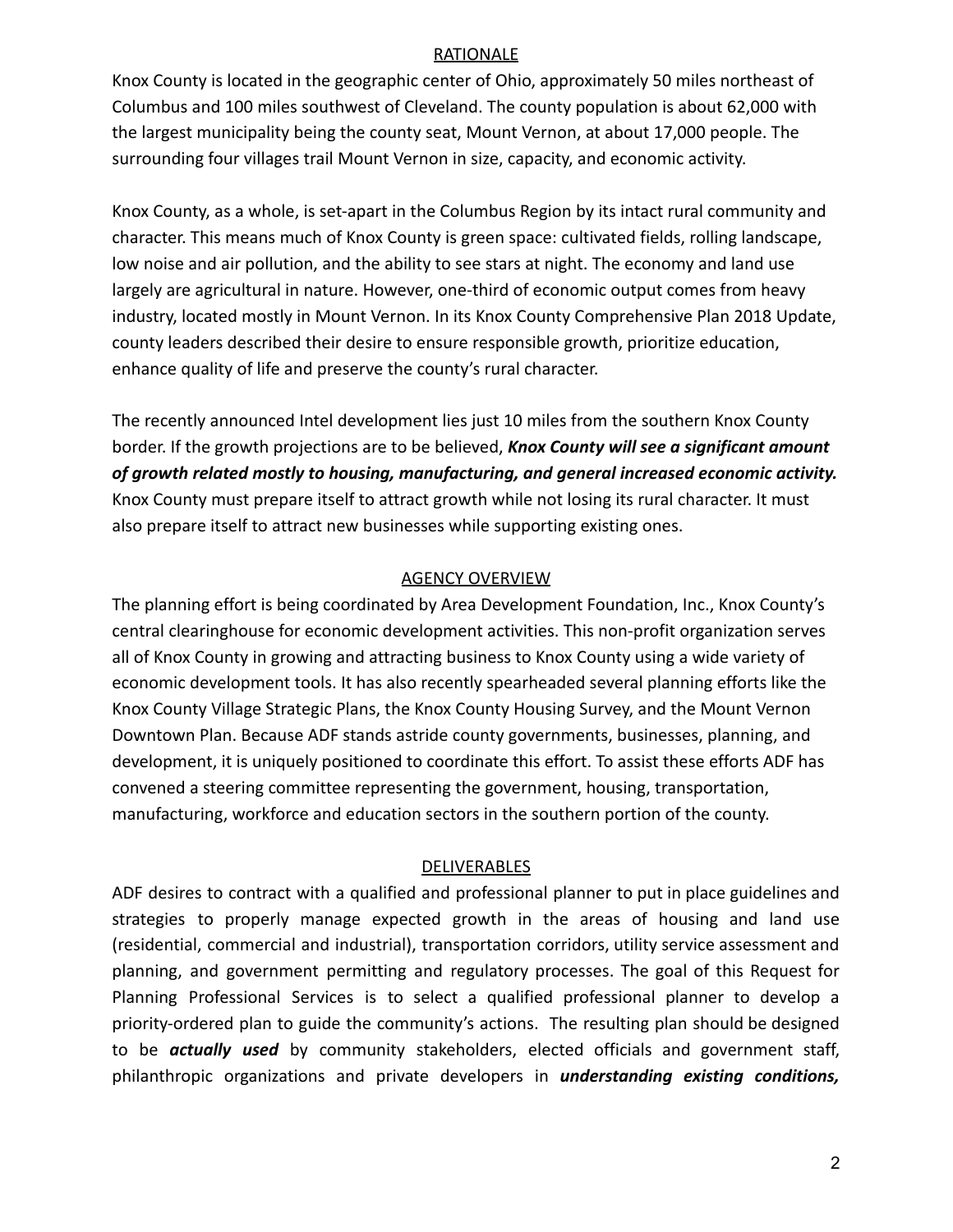## RATIONALE

Knox County is located in the geographic center of Ohio, approximately 50 miles northeast of Columbus and 100 miles southwest of Cleveland. The county population is about 62,000 with the largest municipality being the county seat, Mount Vernon, at about 17,000 people. The surrounding four villages trail Mount Vernon in size, capacity, and economic activity.

Knox County, as a whole, is set-apart in the Columbus Region by its intact rural community and character. This means much of Knox County is green space: cultivated fields, rolling landscape, low noise and air pollution, and the ability to see stars at night. The economy and land use largely are agricultural in nature. However, one-third of economic output comes from heavy industry, located mostly in Mount Vernon. In its Knox County Comprehensive Plan 2018 Update, county leaders described their desire to ensure responsible growth, prioritize education, enhance quality of life and preserve the county's rural character.

The recently announced Intel development lies just 10 miles from the southern Knox County border. If the growth projections are to be believed, ***Knox County will see a significant amount of growth related mostly to housing, manufacturing, and general increased economic activity.*** Knox County must prepare itself to attract growth while not losing its rural character. It must also prepare itself to attract new businesses while supporting existing ones.

## AGENCY OVERVIEW

The planning effort is being coordinated by Area Development Foundation, Inc., Knox County's central clearinghouse for economic development activities. This non-profit organization serves all of Knox County in growing and attracting business to Knox County using a wide variety of economic development tools. It has also recently spearheaded several planning efforts like the Knox County Village Strategic Plans, the Knox County Housing Survey, and the Mount Vernon Downtown Plan. Because ADF stands astride county governments, businesses, planning, and development, it is uniquely positioned to coordinate this effort. To assist these efforts ADF has convened a steering committee representing the government, housing, transportation, manufacturing, workforce and education sectors in the southern portion of the county.

## DELIVERABLES

ADF desires to contract with a qualified and professional planner to put in place guidelines and strategies to properly manage expected growth in the areas of housing and land use (residential, commercial and industrial), transportation corridors, utility service assessment and planning, and government permitting and regulatory processes. The goal of this Request for Planning Professional Services is to select a qualified professional planner to develop a priority-ordered plan to guide the community's actions. The resulting plan should be designed to be ***actually used*** by community stakeholders, elected officials and government staff, philanthropic organizations and private developers in ***understanding existing conditions,***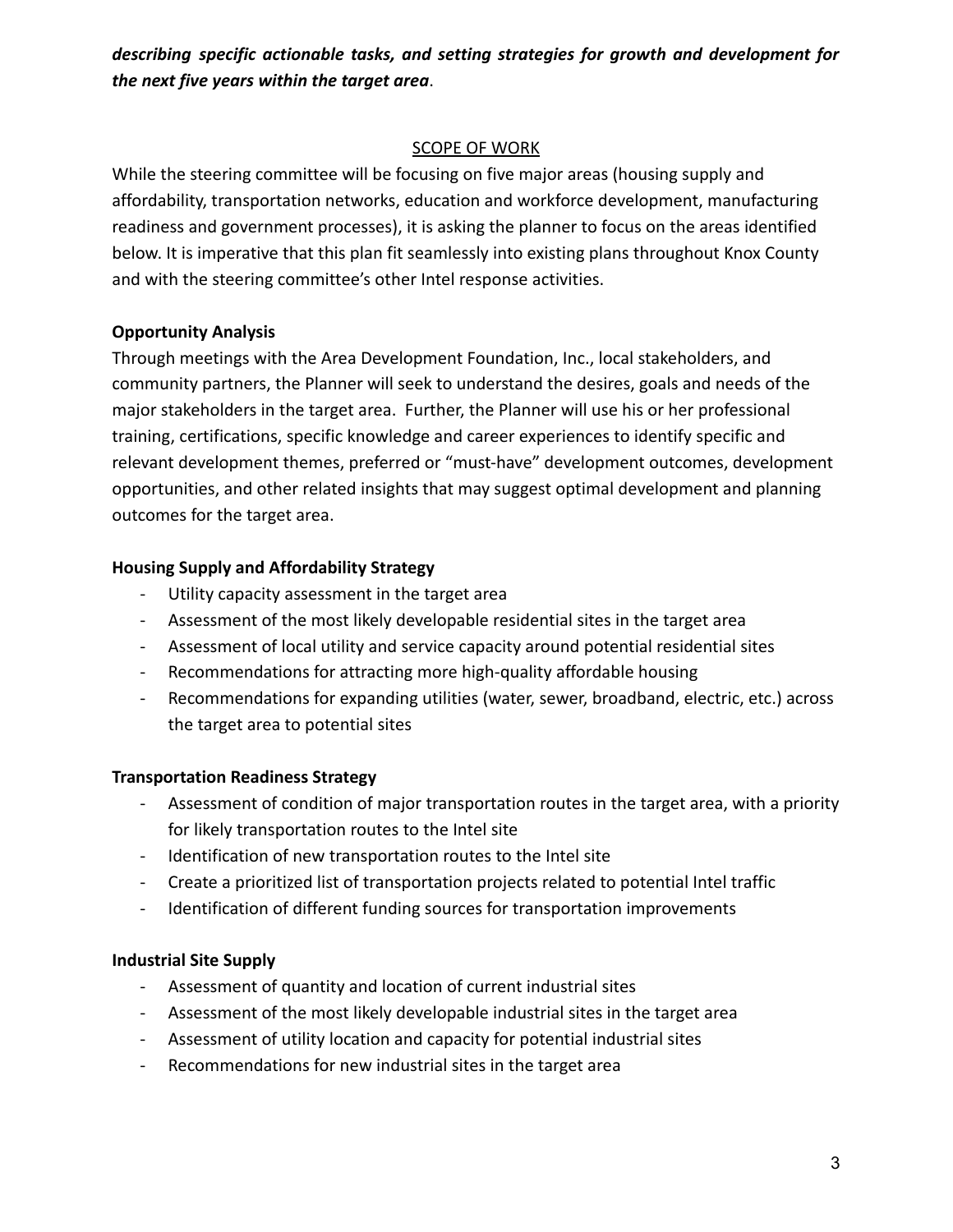***describing specific actionable tasks, and setting strategies for growth and development for the next five years within the target area***.

## SCOPE OF WORK

While the steering committee will be focusing on five major areas (housing supply and affordability, transportation networks, education and workforce development, manufacturing readiness and government processes), it is asking the planner to focus on the areas identified below. It is imperative that this plan fit seamlessly into existing plans throughout Knox County and with the steering committee's other Intel response activities.

### Opportunity Analysis

Through meetings with the Area Development Foundation, Inc., local stakeholders, and community partners, the Planner will seek to understand the desires, goals and needs of the major stakeholders in the target area. Further, the Planner will use his or her professional training, certifications, specific knowledge and career experiences to identify specific and relevant development themes, preferred or "must-have" development outcomes, development opportunities, and other related insights that may suggest optimal development and planning outcomes for the target area.

### Housing Supply and Affordability Strategy

- Utility capacity assessment in the target area
- Assessment of the most likely developable residential sites in the target area
- Assessment of local utility and service capacity around potential residential sites
- Recommendations for attracting more high-quality affordable housing
- Recommendations for expanding utilities (water, sewer, broadband, electric, etc.) across the target area to potential sites

### Transportation Readiness Strategy

- Assessment of condition of major transportation routes in the target area, with a priority for likely transportation routes to the Intel site
- Identification of new transportation routes to the Intel site
- Create a prioritized list of transportation projects related to potential Intel traffic
- Identification of different funding sources for transportation improvements

### Industrial Site Supply

- Assessment of quantity and location of current industrial sites
- Assessment of the most likely developable industrial sites in the target area
- Assessment of utility location and capacity for potential industrial sites
- Recommendations for new industrial sites in the target area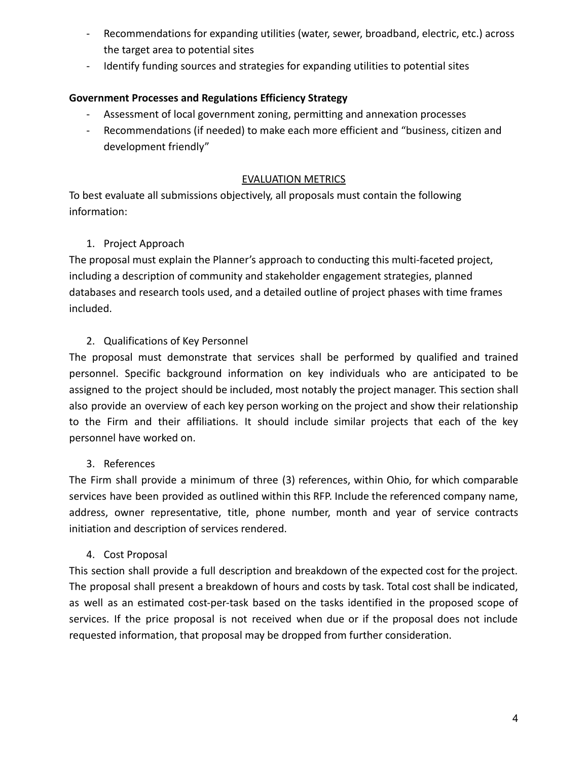- Recommendations for expanding utilities (water, sewer, broadband, electric, etc.) across the target area to potential sites
- Identify funding sources and strategies for expanding utilities to potential sites

**Government Processes and Regulations Efficiency Strategy**

- Assessment of local government zoning, permitting and annexation processes
- Recommendations (if needed) to make each more efficient and "business, citizen and development friendly"

## EVALUATION METRICS

To best evaluate all submissions objectively, all proposals must contain the following information:

1. Project Approach

The proposal must explain the Planner's approach to conducting this multi-faceted project, including a description of community and stakeholder engagement strategies, planned databases and research tools used, and a detailed outline of project phases with time frames included.

2. Qualifications of Key Personnel

The proposal must demonstrate that services shall be performed by qualified and trained personnel. Specific background information on key individuals who are anticipated to be assigned to the project should be included, most notably the project manager. This section shall also provide an overview of each key person working on the project and show their relationship to the Firm and their affiliations. It should include similar projects that each of the key personnel have worked on.

3. References

The Firm shall provide a minimum of three (3) references, within Ohio, for which comparable services have been provided as outlined within this RFP. Include the referenced company name, address, owner representative, title, phone number, month and year of service contracts initiation and description of services rendered.

4. Cost Proposal

This section shall provide a full description and breakdown of the expected cost for the project. The proposal shall present a breakdown of hours and costs by task. Total cost shall be indicated, as well as an estimated cost-per-task based on the tasks identified in the proposed scope of services. If the price proposal is not received when due or if the proposal does not include requested information, that proposal may be dropped from further consideration.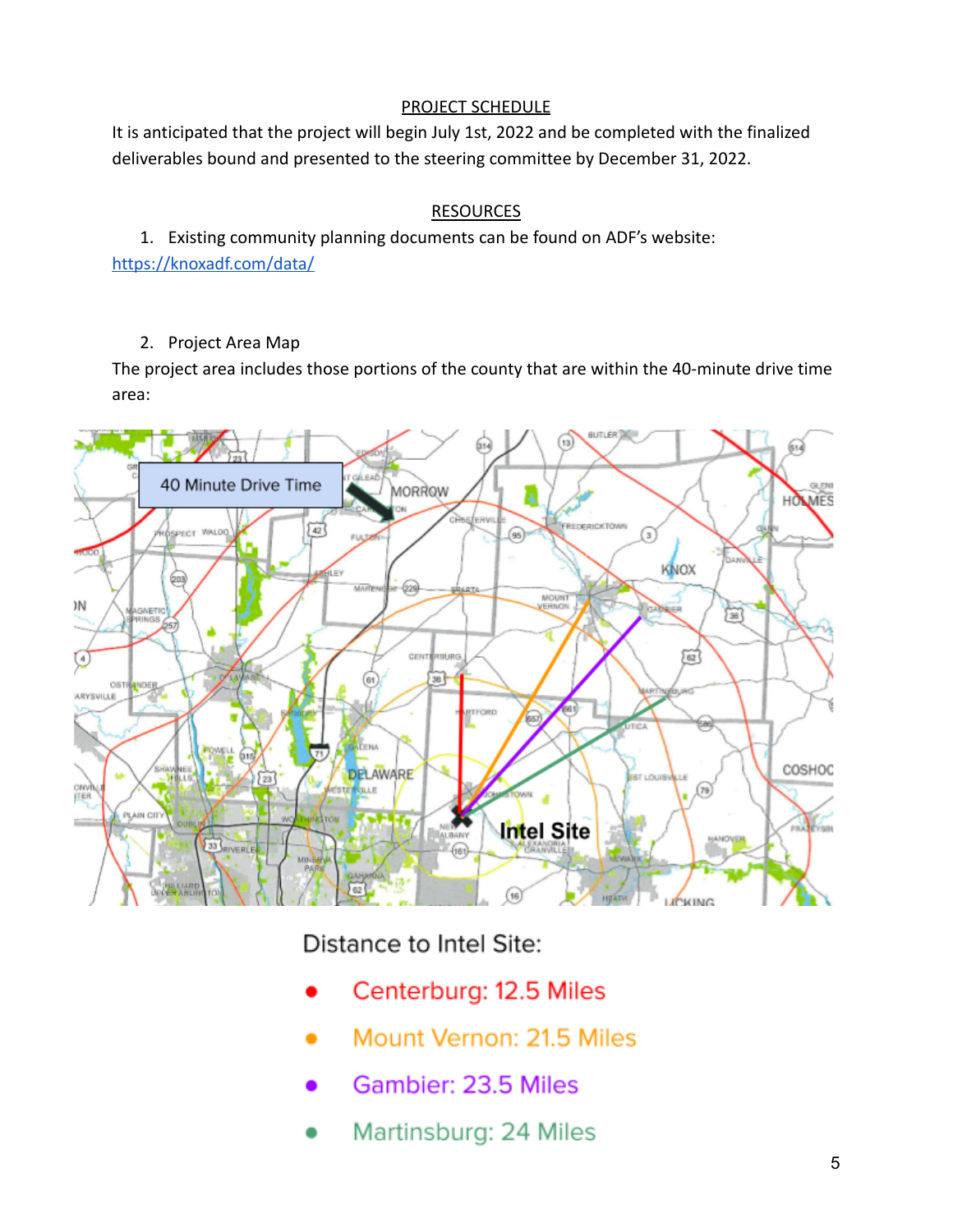## PROJECT SCHEDULE

It is anticipated that the project will begin July 1st, 2022 and be completed with the finalized deliverables bound and presented to the steering committee by December 31, 2022.

## RESOURCES

1. Existing community planning documents can be found on ADF's website: https://knoxadf.com/data/

2. Project Area Map

The project area includes those portions of the county that are within the 40-minute drive time area:

40 Minute Drive Time

Intel Site

Distance to Intel Site:

- Centerburg: 12.5 Miles
- Mount Vernon: 21.5 Miles
- Gambier: 23.5 Miles
- Martinsburg: 24 Miles